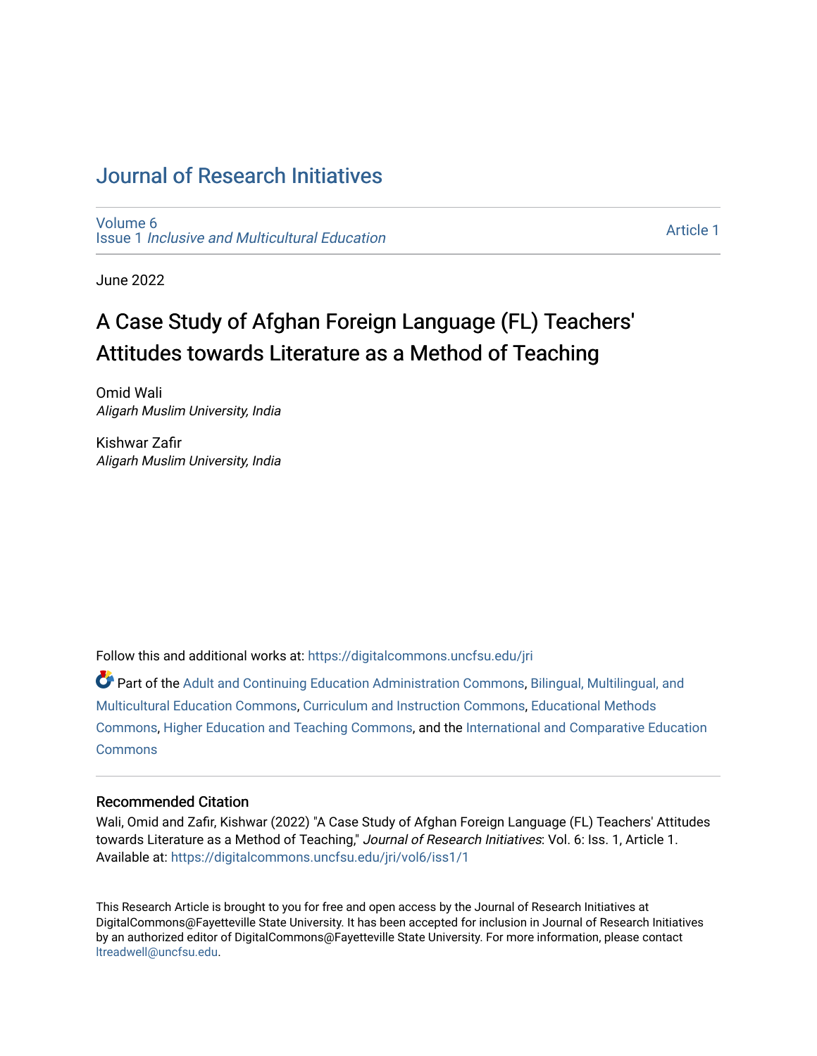# Journal of Research Initiatives

Volume 6
Issue 1 *Inclusive and Multicultural Education*

Article 1

June 2022

## A Case Study of Afghan Foreign Language (FL) Teachers' Attitudes towards Literature as a Method of Teaching

Omid Wali
*Aligarh Muslim University, India*

Kishwar Zafır
*Aligarh Muslim University, India*

Follow this and additional works at: https://digitalcommons.uncfsu.edu/jri

Part of the Adult and Continuing Education Administration Commons, Bilingual, Multilingual, and Multicultural Education Commons, Curriculum and Instruction Commons, Educational Methods Commons, Higher Education and Teaching Commons, and the International and Comparative Education Commons

### Recommended Citation

Wali, Omid and Zafır, Kishwar (2022) "A Case Study of Afghan Foreign Language (FL) Teachers' Attitudes towards Literature as a Method of Teaching," *Journal of Research Initiatives*: Vol. 6: Iss. 1, Article 1.
Available at: https://digitalcommons.uncfsu.edu/jri/vol6/iss1/1

This Research Article is brought to you for free and open access by the Journal of Research Initiatives at DigitalCommons@Fayetteville State University. It has been accepted for inclusion in Journal of Research Initiatives by an authorized editor of DigitalCommons@Fayetteville State University. For more information, please contact ltreadwell@uncfsu.edu.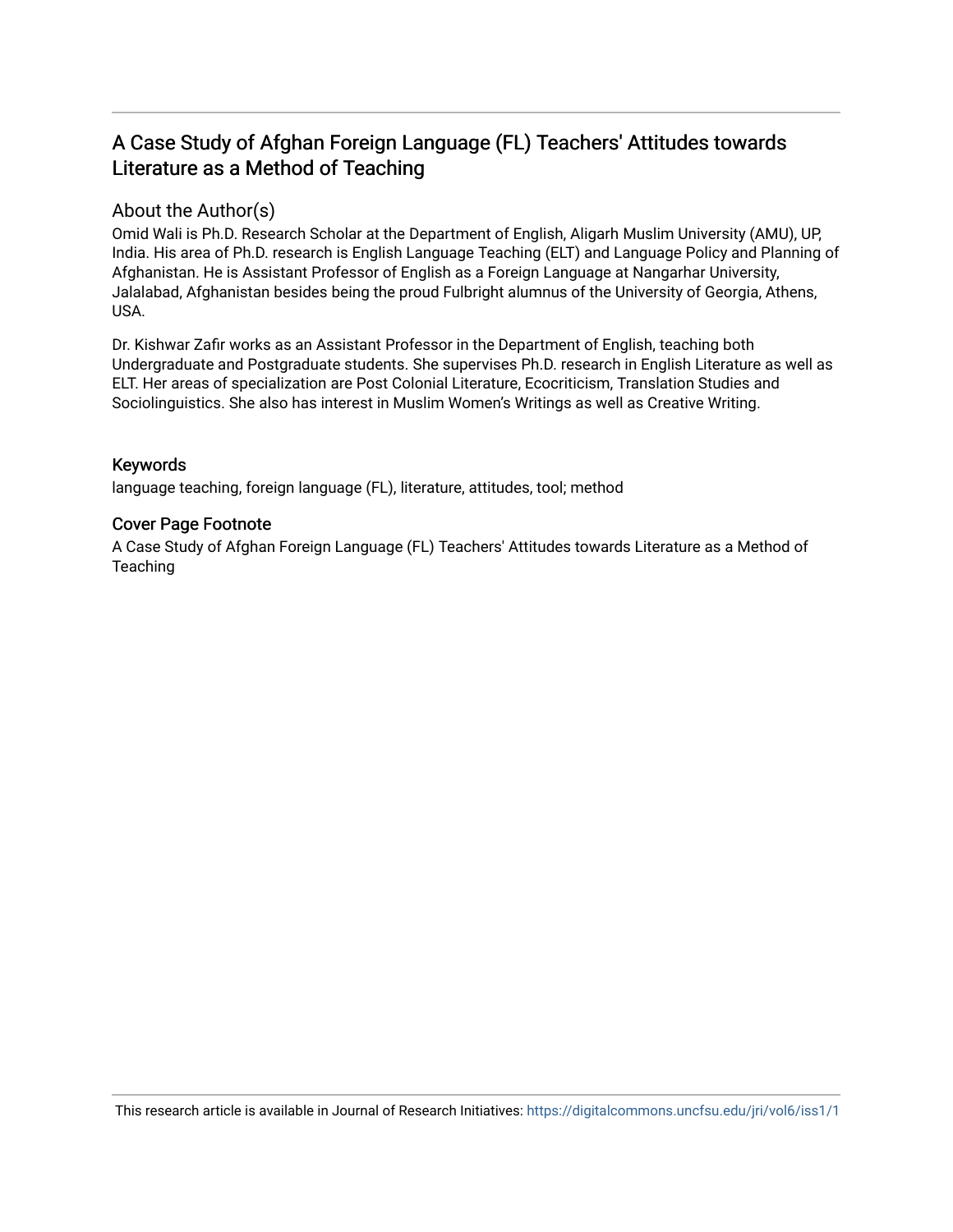# A Case Study of Afghan Foreign Language (FL) Teachers' Attitudes towards Literature as a Method of Teaching

## About the Author(s)

Omid Wali is Ph.D. Research Scholar at the Department of English, Aligarh Muslim University (AMU), UP, India. His area of Ph.D. research is English Language Teaching (ELT) and Language Policy and Planning of Afghanistan. He is Assistant Professor of English as a Foreign Language at Nangarhar University, Jalalabad, Afghanistan besides being the proud Fulbright alumnus of the University of Georgia, Athens, USA.

Dr. Kishwar Zafir works as an Assistant Professor in the Department of English, teaching both Undergraduate and Postgraduate students. She supervises Ph.D. research in English Literature as well as ELT. Her areas of specialization are Post Colonial Literature, Ecocriticism, Translation Studies and Sociolinguistics. She also has interest in Muslim Women's Writings as well as Creative Writing.

## Keywords

language teaching, foreign language (FL), literature, attitudes, tool; method

## Cover Page Footnote

A Case Study of Afghan Foreign Language (FL) Teachers' Attitudes towards Literature as a Method of Teaching

This research article is available in Journal of Research Initiatives: https://digitalcommons.uncfsu.edu/jri/vol6/iss1/1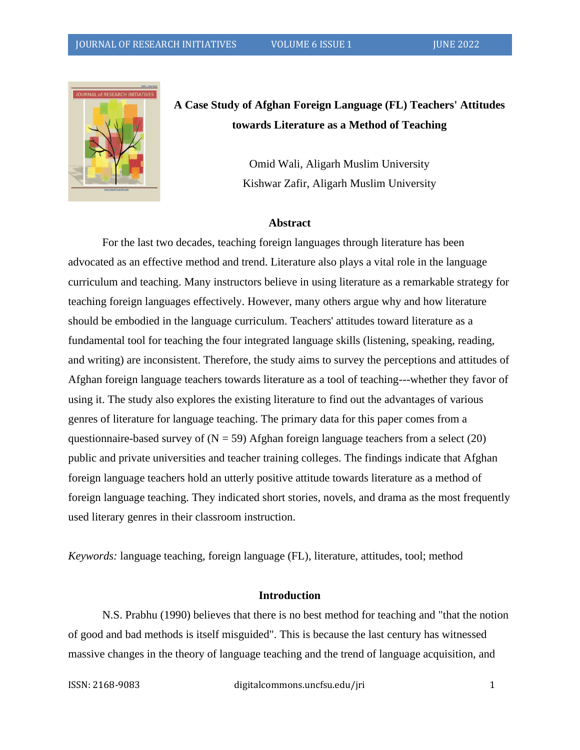# A Case Study of Afghan Foreign Language (FL) Teachers' Attitudes towards Literature as a Method of Teaching

Omid Wali, Aligarh Muslim University

Kishwar Zafir, Aligarh Muslim University

## Abstract

For the last two decades, teaching foreign languages through literature has been advocated as an effective method and trend. Literature also plays a vital role in the language curriculum and teaching. Many instructors believe in using literature as a remarkable strategy for teaching foreign languages effectively. However, many others argue why and how literature should be embodied in the language curriculum. Teachers' attitudes toward literature as a fundamental tool for teaching the four integrated language skills (listening, speaking, reading, and writing) are inconsistent. Therefore, the study aims to survey the perceptions and attitudes of Afghan foreign language teachers towards literature as a tool of teaching---whether they favor of using it. The study also explores the existing literature to find out the advantages of various genres of literature for language teaching. The primary data for this paper comes from a questionnaire-based survey of (N = 59) Afghan foreign language teachers from a select (20) public and private universities and teacher training colleges. The findings indicate that Afghan foreign language teachers hold an utterly positive attitude towards literature as a method of foreign language teaching. They indicated short stories, novels, and drama as the most frequently used literary genres in their classroom instruction.

*Keywords:* language teaching, foreign language (FL), literature, attitudes, tool; method

## Introduction

N.S. Prabhu (1990) believes that there is no best method for teaching and "that the notion of good and bad methods is itself misguided". This is because the last century has witnessed massive changes in the theory of language teaching and the trend of language acquisition, and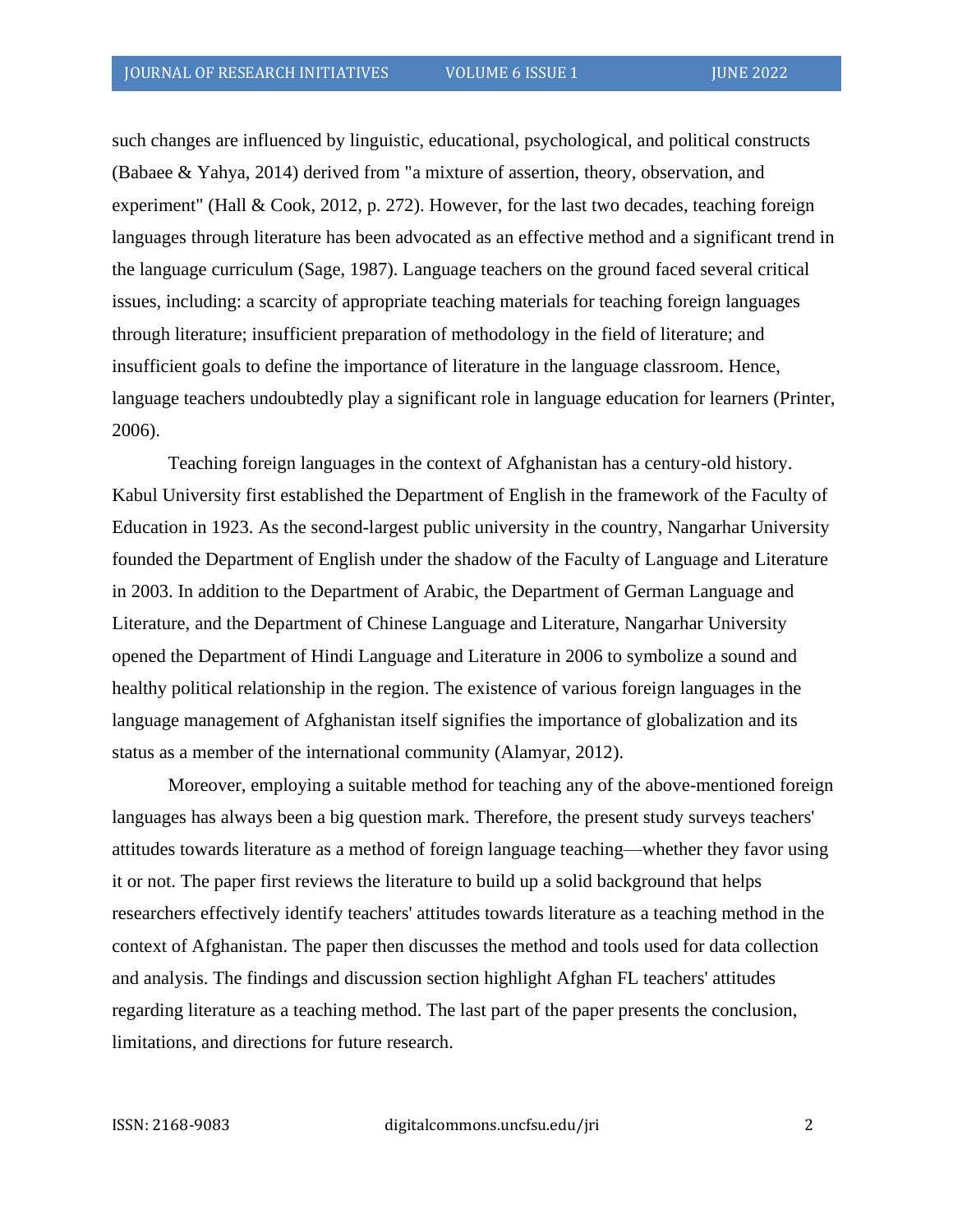such changes are influenced by linguistic, educational, psychological, and political constructs (Babaee & Yahya, 2014) derived from "a mixture of assertion, theory, observation, and experiment" (Hall & Cook, 2012, p. 272). However, for the last two decades, teaching foreign languages through literature has been advocated as an effective method and a significant trend in the language curriculum (Sage, 1987). Language teachers on the ground faced several critical issues, including: a scarcity of appropriate teaching materials for teaching foreign languages through literature; insufficient preparation of methodology in the field of literature; and insufficient goals to define the importance of literature in the language classroom. Hence, language teachers undoubtedly play a significant role in language education for learners (Printer, 2006).

Teaching foreign languages in the context of Afghanistan has a century-old history. Kabul University first established the Department of English in the framework of the Faculty of Education in 1923. As the second-largest public university in the country, Nangarhar University founded the Department of English under the shadow of the Faculty of Language and Literature in 2003. In addition to the Department of Arabic, the Department of German Language and Literature, and the Department of Chinese Language and Literature, Nangarhar University opened the Department of Hindi Language and Literature in 2006 to symbolize a sound and healthy political relationship in the region. The existence of various foreign languages in the language management of Afghanistan itself signifies the importance of globalization and its status as a member of the international community (Alamyar, 2012).

Moreover, employing a suitable method for teaching any of the above-mentioned foreign languages has always been a big question mark. Therefore, the present study surveys teachers' attitudes towards literature as a method of foreign language teaching—whether they favor using it or not. The paper first reviews the literature to build up a solid background that helps researchers effectively identify teachers' attitudes towards literature as a teaching method in the context of Afghanistan. The paper then discusses the method and tools used for data collection and analysis. The findings and discussion section highlight Afghan FL teachers' attitudes regarding literature as a teaching method. The last part of the paper presents the conclusion, limitations, and directions for future research.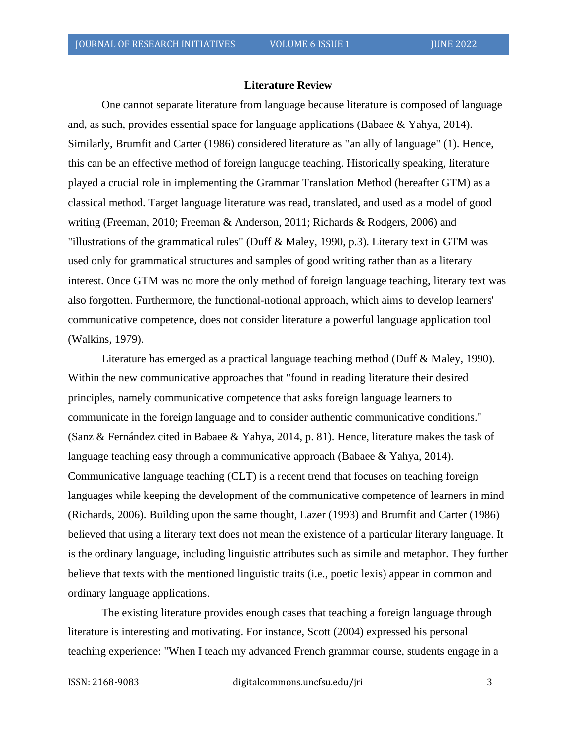## Literature Review

One cannot separate literature from language because literature is composed of language and, as such, provides essential space for language applications (Babaee & Yahya, 2014). Similarly, Brumfit and Carter (1986) considered literature as "an ally of language" (1). Hence, this can be an effective method of foreign language teaching. Historically speaking, literature played a crucial role in implementing the Grammar Translation Method (hereafter GTM) as a classical method. Target language literature was read, translated, and used as a model of good writing (Freeman, 2010; Freeman & Anderson, 2011; Richards & Rodgers, 2006) and "illustrations of the grammatical rules" (Duff & Maley, 1990, p.3). Literary text in GTM was used only for grammatical structures and samples of good writing rather than as a literary interest. Once GTM was no more the only method of foreign language teaching, literary text was also forgotten. Furthermore, the functional-notional approach, which aims to develop learners' communicative competence, does not consider literature a powerful language application tool (Walkins, 1979).

Literature has emerged as a practical language teaching method (Duff & Maley, 1990). Within the new communicative approaches that "found in reading literature their desired principles, namely communicative competence that asks foreign language learners to communicate in the foreign language and to consider authentic communicative conditions." (Sanz & Fernández cited in Babaee & Yahya, 2014, p. 81). Hence, literature makes the task of language teaching easy through a communicative approach (Babaee & Yahya, 2014). Communicative language teaching (CLT) is a recent trend that focuses on teaching foreign languages while keeping the development of the communicative competence of learners in mind (Richards, 2006). Building upon the same thought, Lazer (1993) and Brumfit and Carter (1986) believed that using a literary text does not mean the existence of a particular literary language. It is the ordinary language, including linguistic attributes such as simile and metaphor. They further believe that texts with the mentioned linguistic traits (i.e., poetic lexis) appear in common and ordinary language applications.

The existing literature provides enough cases that teaching a foreign language through literature is interesting and motivating. For instance, Scott (2004) expressed his personal teaching experience: "When I teach my advanced French grammar course, students engage in a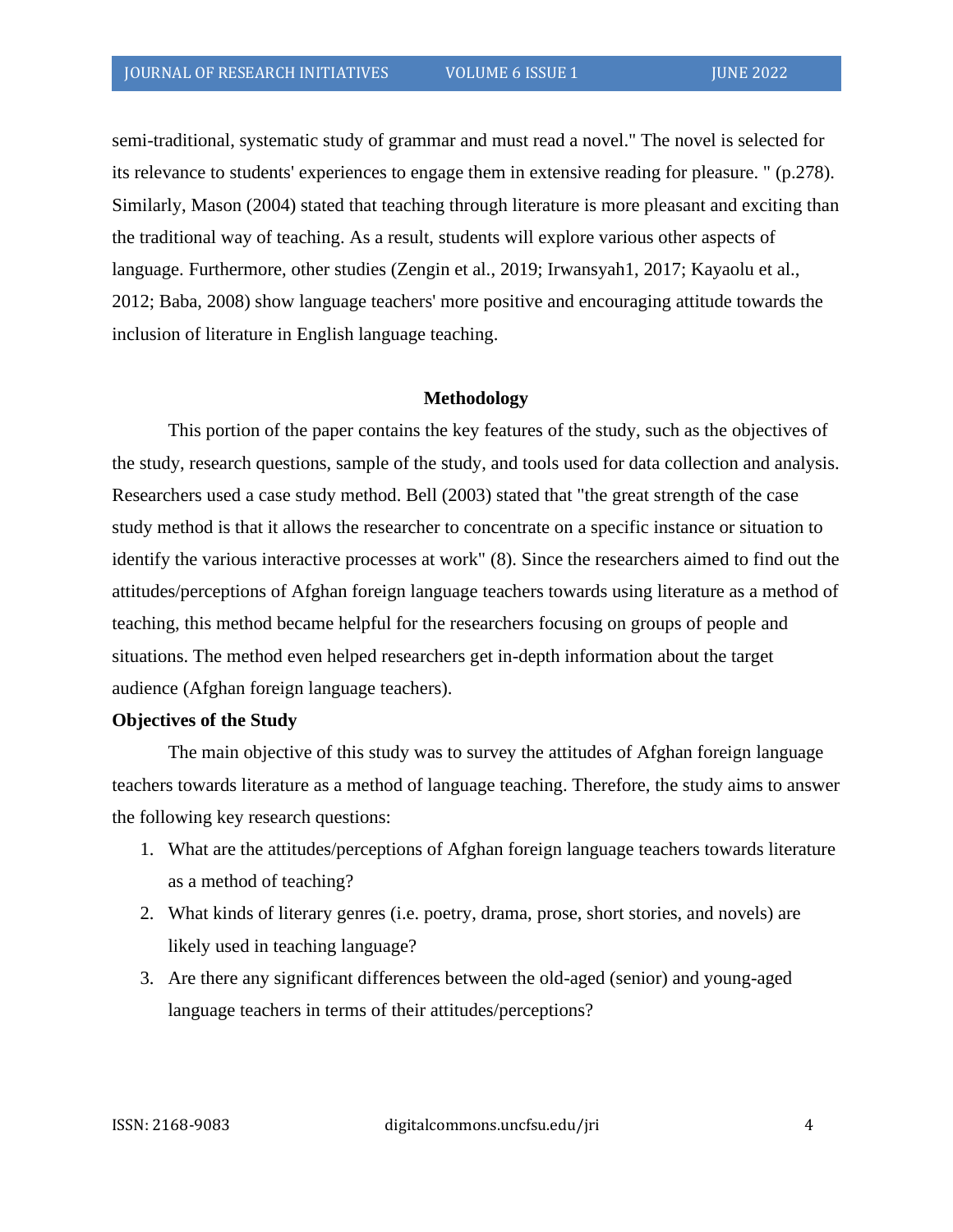semi-traditional, systematic study of grammar and must read a novel." The novel is selected for its relevance to students' experiences to engage them in extensive reading for pleasure. " (p.278). Similarly, Mason (2004) stated that teaching through literature is more pleasant and exciting than the traditional way of teaching. As a result, students will explore various other aspects of language. Furthermore, other studies (Zengin et al., 2019; Irwansyah1, 2017; Kayaolu et al., 2012; Baba, 2008) show language teachers' more positive and encouraging attitude towards the inclusion of literature in English language teaching.

## Methodology

This portion of the paper contains the key features of the study, such as the objectives of the study, research questions, sample of the study, and tools used for data collection and analysis. Researchers used a case study method. Bell (2003) stated that "the great strength of the case study method is that it allows the researcher to concentrate on a specific instance or situation to identify the various interactive processes at work" (8). Since the researchers aimed to find out the attitudes/perceptions of Afghan foreign language teachers towards using literature as a method of teaching, this method became helpful for the researchers focusing on groups of people and situations. The method even helped researchers get in-depth information about the target audience (Afghan foreign language teachers).

### Objectives of the Study

The main objective of this study was to survey the attitudes of Afghan foreign language teachers towards literature as a method of language teaching. Therefore, the study aims to answer the following key research questions:

1. What are the attitudes/perceptions of Afghan foreign language teachers towards literature as a method of teaching?
2. What kinds of literary genres (i.e. poetry, drama, prose, short stories, and novels) are likely used in teaching language?
3. Are there any significant differences between the old-aged (senior) and young-aged language teachers in terms of their attitudes/perceptions?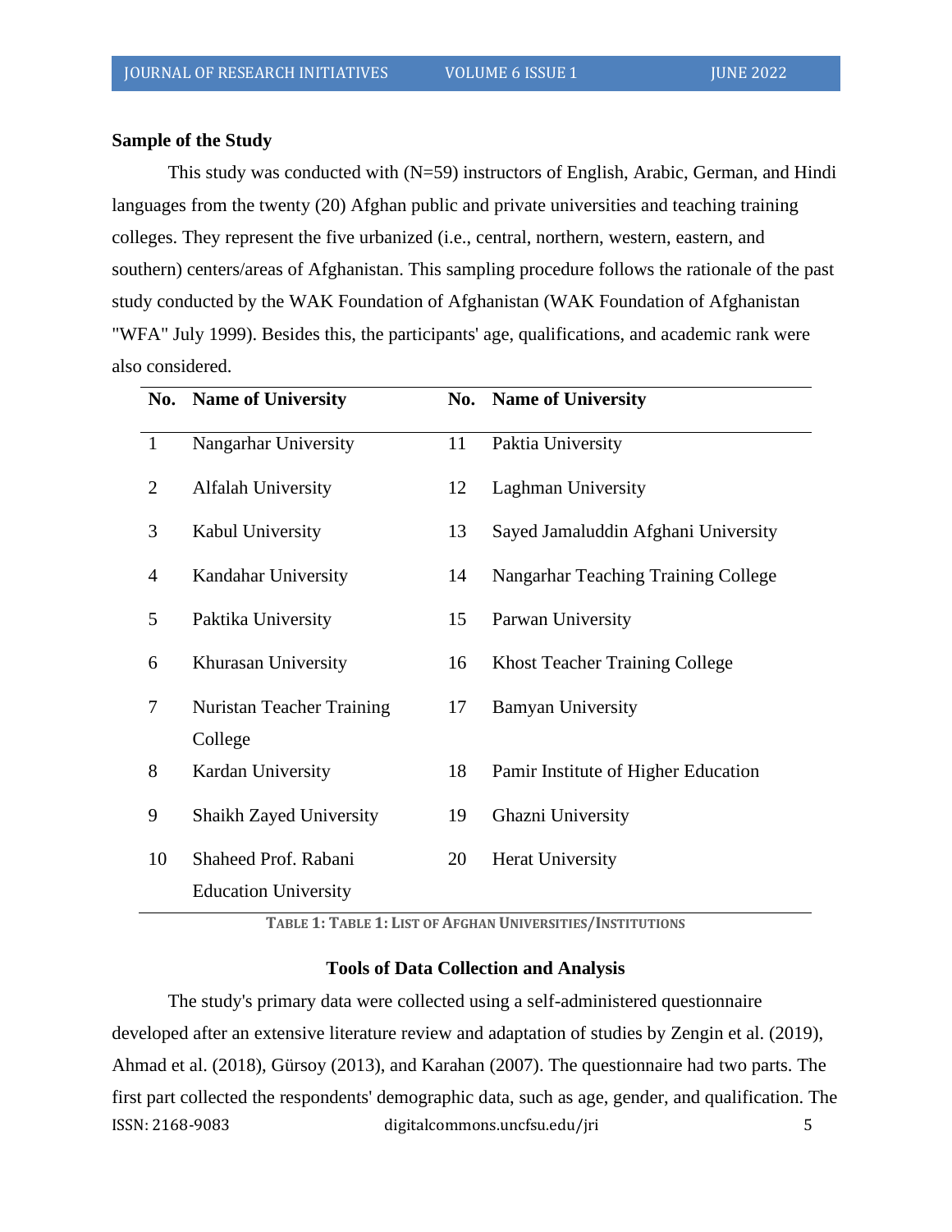### Sample of the Study

This study was conducted with (N=59) instructors of English, Arabic, German, and Hindi languages from the twenty (20) Afghan public and private universities and teaching training colleges. They represent the five urbanized (i.e., central, northern, western, eastern, and southern) centers/areas of Afghanistan. This sampling procedure follows the rationale of the past study conducted by the WAK Foundation of Afghanistan (WAK Foundation of Afghanistan "WFA" July 1999). Besides this, the participants' age, qualifications, and academic rank were also considered.

| No. | Name of University | No. | Name of University |
|---|---|---|---|
| 1 | Nangarhar University | 11 | Paktia University |
| 2 | Alfalah University | 12 | Laghman University |
| 3 | Kabul University | 13 | Sayed Jamaluddin Afghani University |
| 4 | Kandahar University | 14 | Nangarhar Teaching Training College |
| 5 | Paktika University | 15 | Parwan University |
| 6 | Khurasan University | 16 | Khost Teacher Training College |
| 7 | Nuristan Teacher Training College | 17 | Bamyan University |
| 8 | Kardan University | 18 | Pamir Institute of Higher Education |
| 9 | Shaikh Zayed University | 19 | Ghazni University |
| 10 | Shaheed Prof. Rabani Education University | 20 | Herat University |

TABLE 1: TABLE 1: LIST OF AFGHAN UNIVERSITIES/INSTITUTIONS

### Tools of Data Collection and Analysis

The study's primary data were collected using a self-administered questionnaire developed after an extensive literature review and adaptation of studies by Zengin et al. (2019), Ahmad et al. (2018), Gürsoy (2013), and Karahan (2007). The questionnaire had two parts. The first part collected the respondents' demographic data, such as age, gender, and qualification. The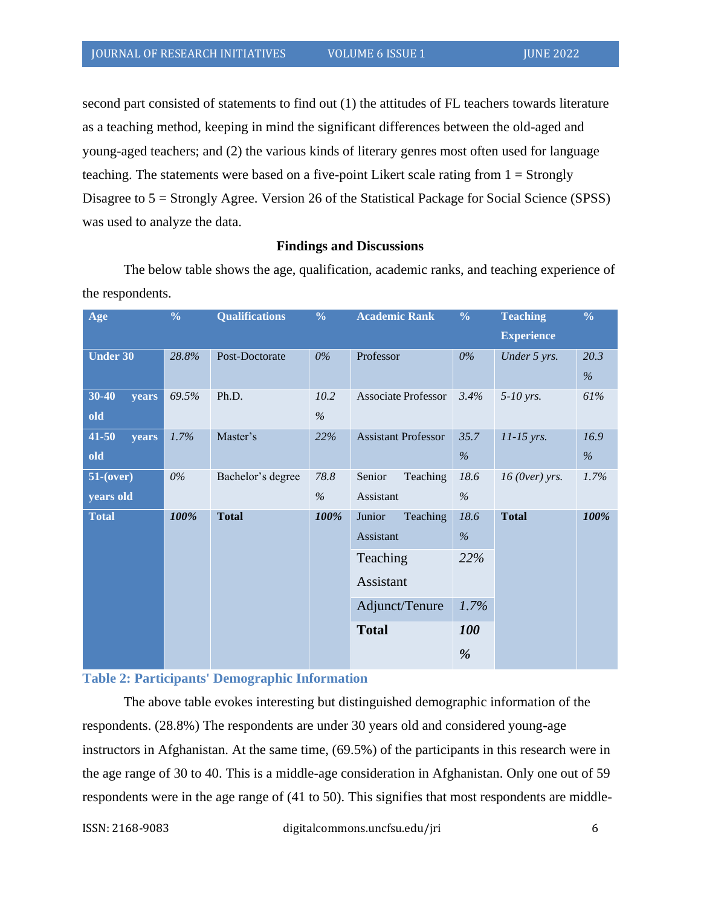second part consisted of statements to find out (1) the attitudes of FL teachers towards literature as a teaching method, keeping in mind the significant differences between the old-aged and young-aged teachers; and (2) the various kinds of literary genres most often used for language teaching. The statements were based on a five-point Likert scale rating from 1 = Strongly Disagree to 5 = Strongly Agree. Version 26 of the Statistical Package for Social Science (SPSS) was used to analyze the data.

## Findings and Discussions

The below table shows the age, qualification, academic ranks, and teaching experience of the respondents.

| Age | % | Qualifications | % | Academic Rank | % | Teaching Experience | % |
|---|---|---|---|---|---|---|---|
| **Under 30** | *28.8%* | Post-Doctorate | *0%* | Professor | *0%* | *Under 5 yrs.* | *20.3 %* |
| **30-40 years old** | *69.5%* | Ph.D. | *10.2 %* | Associate Professor | *3.4%* | *5-10 yrs.* | *61%* |
| **41-50 years old** | *1.7%* | Master's | *22%* | Assistant Professor | *35.7 %* | *11-15 yrs.* | *16.9 %* |
| **51-(over) years old** | *0%* | Bachelor's degree | *78.8 %* | Senior Teaching Assistant | *18.6 %* | *16 (0ver) yrs.* | *1.7%* |
| **Total** | ***100%*** | **Total** | ***100%*** | Junior Teaching Assistant | *18.6 %* | **Total** | ***100%*** |
| | | | | Teaching Assistant | *22%* | | |
| | | | | Adjunct/Tenure | *1.7%* | | |
| | | | | **Total** | ***100 %*** | | |

**Table 2: Participants' Demographic Information**

The above table evokes interesting but distinguished demographic information of the respondents. (28.8%) The respondents are under 30 years old and considered young-age instructors in Afghanistan. At the same time, (69.5%) of the participants in this research were in the age range of 30 to 40. This is a middle-age consideration in Afghanistan. Only one out of 59 respondents were in the age range of (41 to 50). This signifies that most respondents are middle-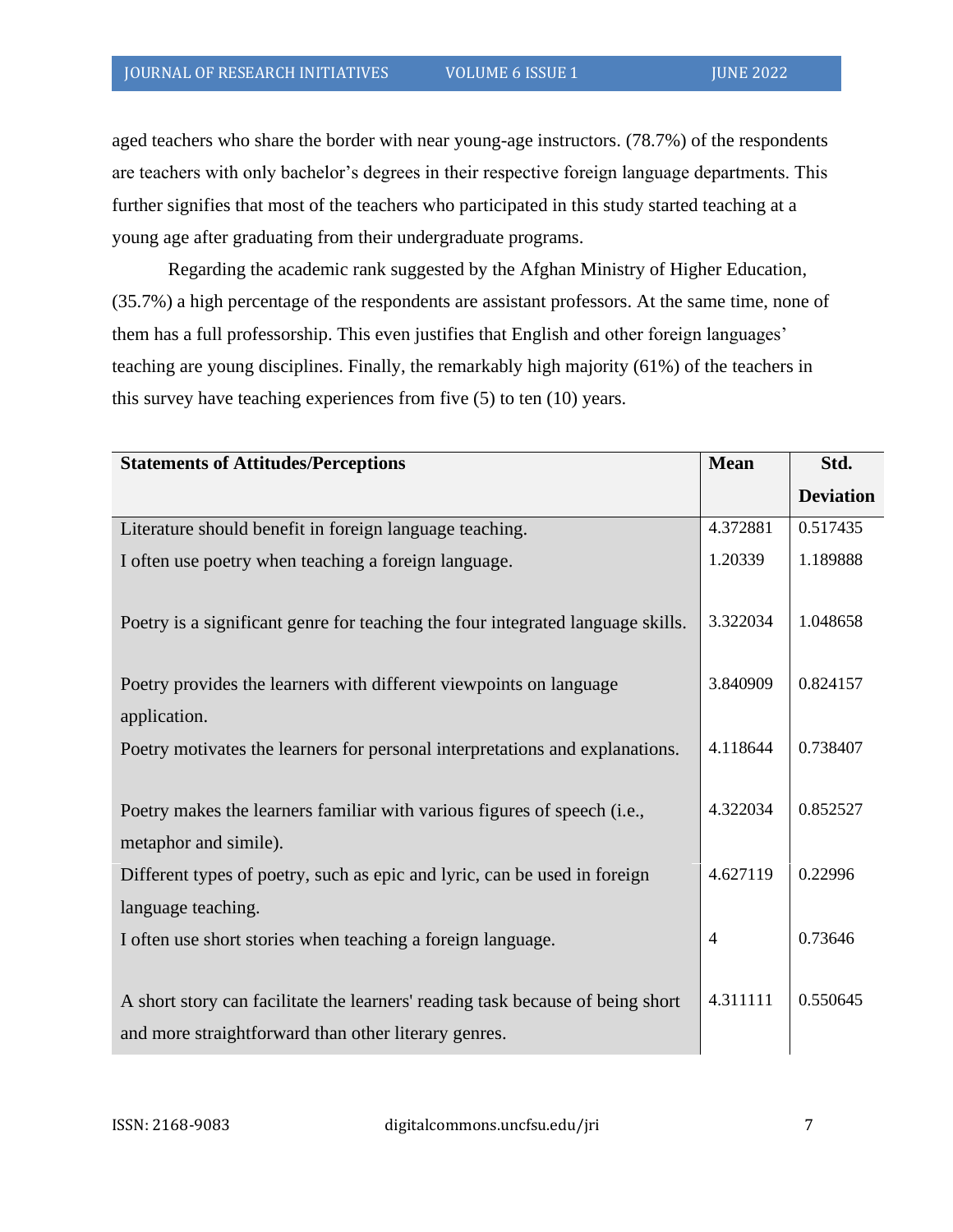aged teachers who share the border with near young-age instructors. (78.7%) of the respondents are teachers with only bachelor's degrees in their respective foreign language departments. This further signifies that most of the teachers who participated in this study started teaching at a young age after graduating from their undergraduate programs.

Regarding the academic rank suggested by the Afghan Ministry of Higher Education, (35.7%) a high percentage of the respondents are assistant professors. At the same time, none of them has a full professorship. This even justifies that English and other foreign languages' teaching are young disciplines. Finally, the remarkably high majority (61%) of the teachers in this survey have teaching experiences from five (5) to ten (10) years.

| Statements of Attitudes/Perceptions | Mean | Std. Deviation |
|---|---|---|
| Literature should benefit in foreign language teaching. | 4.372881 | 0.517435 |
| I often use poetry when teaching a foreign language. | 1.20339 | 1.189888 |
| Poetry is a significant genre for teaching the four integrated language skills. | 3.322034 | 1.048658 |
| Poetry provides the learners with different viewpoints on language application. | 3.840909 | 0.824157 |
| Poetry motivates the learners for personal interpretations and explanations. | 4.118644 | 0.738407 |
| Poetry makes the learners familiar with various figures of speech (i.e., metaphor and simile). | 4.322034 | 0.852527 |
| Different types of poetry, such as epic and lyric, can be used in foreign language teaching. | 4.627119 | 0.22996 |
| I often use short stories when teaching a foreign language. | 4 | 0.73646 |
| A short story can facilitate the learners' reading task because of being short and more straightforward than other literary genres. | 4.311111 | 0.550645 |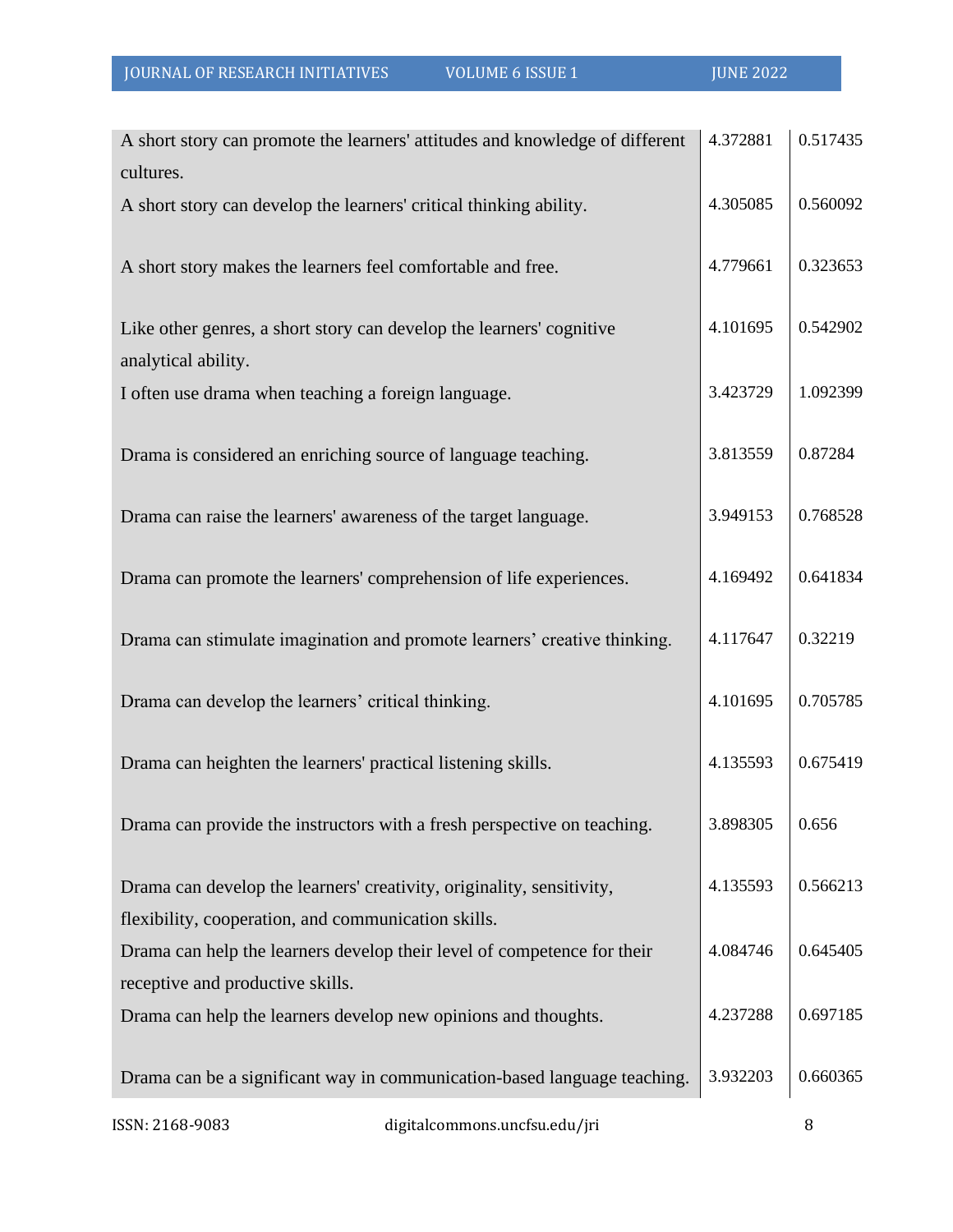| | | |
|---|---|---|
| A short story can promote the learners' attitudes and knowledge of different cultures. | 4.372881 | 0.517435 |
| A short story can develop the learners' critical thinking ability. | 4.305085 | 0.560092 |
| A short story makes the learners feel comfortable and free. | 4.779661 | 0.323653 |
| Like other genres, a short story can develop the learners' cognitive analytical ability. | 4.101695 | 0.542902 |
| I often use drama when teaching a foreign language. | 3.423729 | 1.092399 |
| Drama is considered an enriching source of language teaching. | 3.813559 | 0.87284 |
| Drama can raise the learners' awareness of the target language. | 3.949153 | 0.768528 |
| Drama can promote the learners' comprehension of life experiences. | 4.169492 | 0.641834 |
| Drama can stimulate imagination and promote learners' creative thinking. | 4.117647 | 0.32219 |
| Drama can develop the learners' critical thinking. | 4.101695 | 0.705785 |
| Drama can heighten the learners' practical listening skills. | 4.135593 | 0.675419 |
| Drama can provide the instructors with a fresh perspective on teaching. | 3.898305 | 0.656 |
| Drama can develop the learners' creativity, originality, sensitivity, flexibility, cooperation, and communication skills. | 4.135593 | 0.566213 |
| Drama can help the learners develop their level of competence for their receptive and productive skills. | 4.084746 | 0.645405 |
| Drama can help the learners develop new opinions and thoughts. | 4.237288 | 0.697185 |
| Drama can be a significant way in communication-based language teaching. | 3.932203 | 0.660365 |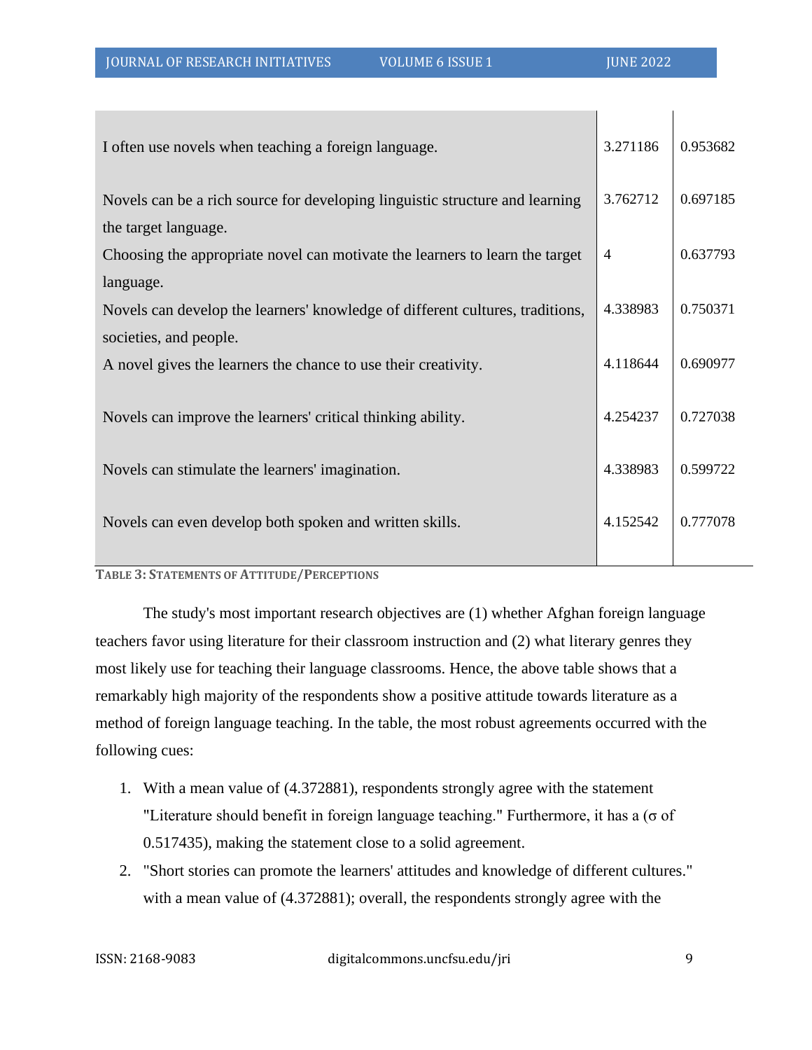| | | |
|---|---|---|
| I often use novels when teaching a foreign language. | 3.271186 | 0.953682 |
| Novels can be a rich source for developing linguistic structure and learning the target language. | 3.762712 | 0.697185 |
| Choosing the appropriate novel can motivate the learners to learn the target language. | 4 | 0.637793 |
| Novels can develop the learners' knowledge of different cultures, traditions, societies, and people. | 4.338983 | 0.750371 |
| A novel gives the learners the chance to use their creativity. | 4.118644 | 0.690977 |
| Novels can improve the learners' critical thinking ability. | 4.254237 | 0.727038 |
| Novels can stimulate the learners' imagination. | 4.338983 | 0.599722 |
| Novels can even develop both spoken and written skills. | 4.152542 | 0.777078 |

**Table 3: Statements of Attitude/Perceptions**

The study's most important research objectives are (1) whether Afghan foreign language teachers favor using literature for their classroom instruction and (2) what literary genres they most likely use for teaching their language classrooms. Hence, the above table shows that a remarkably high majority of the respondents show a positive attitude towards literature as a method of foreign language teaching. In the table, the most robust agreements occurred with the following cues:

1. With a mean value of (4.372881), respondents strongly agree with the statement "Literature should benefit in foreign language teaching." Furthermore, it has a (σ of 0.517435), making the statement close to a solid agreement.
2. "Short stories can promote the learners' attitudes and knowledge of different cultures." with a mean value of (4.372881); overall, the respondents strongly agree with the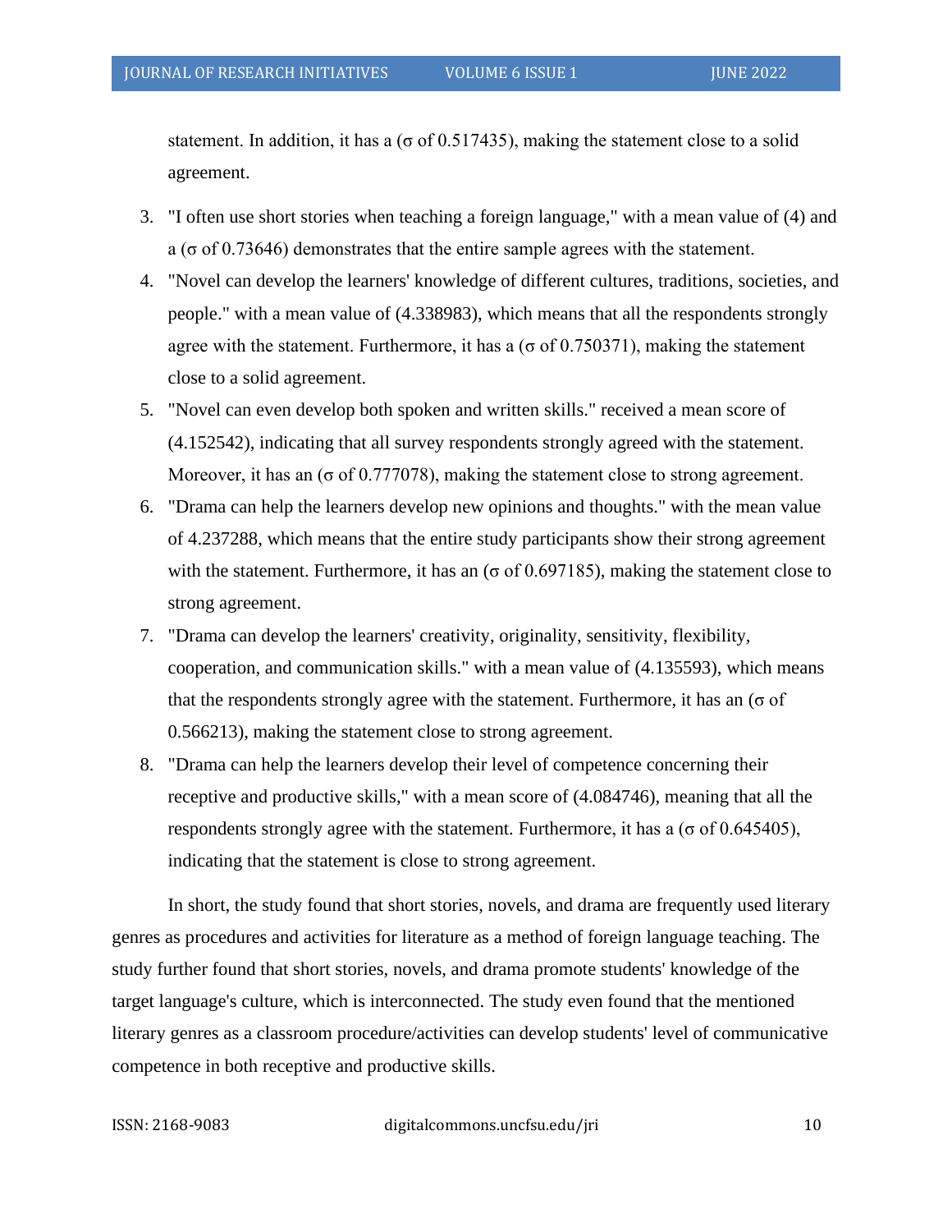statement. In addition, it has a (σ of 0.517435), making the statement close to a solid agreement.

3. "I often use short stories when teaching a foreign language," with a mean value of (4) and a (σ of 0.73646) demonstrates that the entire sample agrees with the statement.
4. "Novel can develop the learners' knowledge of different cultures, traditions, societies, and people." with a mean value of (4.338983), which means that all the respondents strongly agree with the statement. Furthermore, it has a (σ of 0.750371), making the statement close to a solid agreement.
5. "Novel can even develop both spoken and written skills." received a mean score of (4.152542), indicating that all survey respondents strongly agreed with the statement. Moreover, it has an (σ of 0.777078), making the statement close to strong agreement.
6. "Drama can help the learners develop new opinions and thoughts." with the mean value of 4.237288, which means that the entire study participants show their strong agreement with the statement. Furthermore, it has an (σ of 0.697185), making the statement close to strong agreement.
7. "Drama can develop the learners' creativity, originality, sensitivity, flexibility, cooperation, and communication skills." with a mean value of (4.135593), which means that the respondents strongly agree with the statement. Furthermore, it has an (σ of 0.566213), making the statement close to strong agreement.
8. "Drama can help the learners develop their level of competence concerning their receptive and productive skills," with a mean score of (4.084746), meaning that all the respondents strongly agree with the statement. Furthermore, it has a (σ of 0.645405), indicating that the statement is close to strong agreement.

In short, the study found that short stories, novels, and drama are frequently used literary genres as procedures and activities for literature as a method of foreign language teaching. The study further found that short stories, novels, and drama promote students' knowledge of the target language's culture, which is interconnected. The study even found that the mentioned literary genres as a classroom procedure/activities can develop students' level of communicative competence in both receptive and productive skills.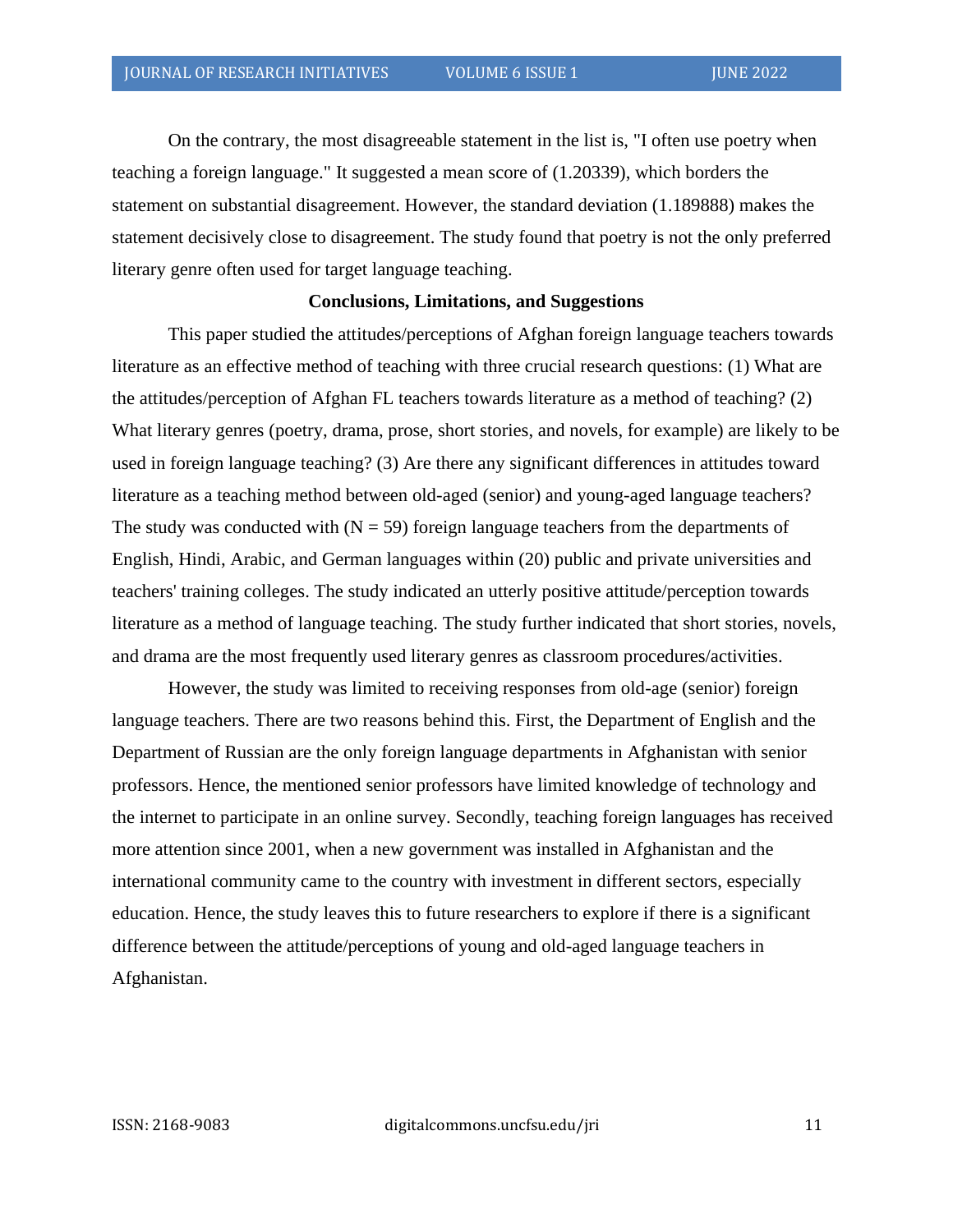On the contrary, the most disagreeable statement in the list is, "I often use poetry when teaching a foreign language." It suggested a mean score of (1.20339), which borders the statement on substantial disagreement. However, the standard deviation (1.189888) makes the statement decisively close to disagreement. The study found that poetry is not the only preferred literary genre often used for target language teaching.

## Conclusions, Limitations, and Suggestions

This paper studied the attitudes/perceptions of Afghan foreign language teachers towards literature as an effective method of teaching with three crucial research questions: (1) What are the attitudes/perception of Afghan FL teachers towards literature as a method of teaching? (2) What literary genres (poetry, drama, prose, short stories, and novels, for example) are likely to be used in foreign language teaching? (3) Are there any significant differences in attitudes toward literature as a teaching method between old-aged (senior) and young-aged language teachers? The study was conducted with (N = 59) foreign language teachers from the departments of English, Hindi, Arabic, and German languages within (20) public and private universities and teachers' training colleges. The study indicated an utterly positive attitude/perception towards literature as a method of language teaching. The study further indicated that short stories, novels, and drama are the most frequently used literary genres as classroom procedures/activities.

However, the study was limited to receiving responses from old-age (senior) foreign language teachers. There are two reasons behind this. First, the Department of English and the Department of Russian are the only foreign language departments in Afghanistan with senior professors. Hence, the mentioned senior professors have limited knowledge of technology and the internet to participate in an online survey. Secondly, teaching foreign languages has received more attention since 2001, when a new government was installed in Afghanistan and the international community came to the country with investment in different sectors, especially education. Hence, the study leaves this to future researchers to explore if there is a significant difference between the attitude/perceptions of young and old-aged language teachers in Afghanistan.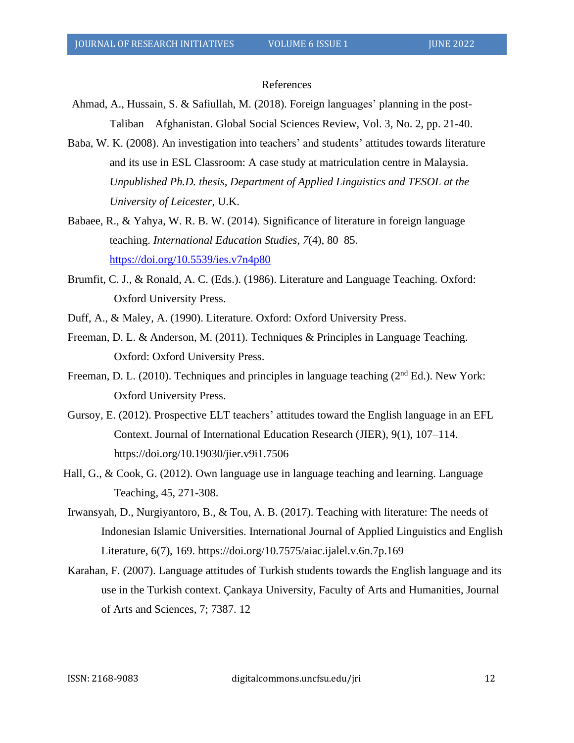References

Ahmad, A., Hussain, S. & Safiullah, M. (2018). Foreign languages' planning in the post-Taliban Afghanistan. Global Social Sciences Review, Vol. 3, No. 2, pp. 21-40.

Baba, W. K. (2008). An investigation into teachers' and students' attitudes towards literature and its use in ESL Classroom: A case study at matriculation centre in Malaysia. *Unpublished Ph.D. thesis, Department of Applied Linguistics and TESOL at the University of Leicester*, U.K.

Babaee, R., & Yahya, W. R. B. W. (2014). Significance of literature in foreign language teaching. *International Education Studies*, *7*(4), 80–85. https://doi.org/10.5539/ies.v7n4p80

Brumfit, C. J., & Ronald, A. C. (Eds.). (1986). Literature and Language Teaching. Oxford: Oxford University Press.

Duff, A., & Maley, A. (1990). Literature. Oxford: Oxford University Press.

Freeman, D. L. & Anderson, M. (2011). Techniques & Principles in Language Teaching. Oxford: Oxford University Press.

Freeman, D. L. (2010). Techniques and principles in language teaching (2nd Ed.). New York: Oxford University Press.

Gursoy, E. (2012). Prospective ELT teachers' attitudes toward the English language in an EFL Context. Journal of International Education Research (JIER), 9(1), 107–114. https://doi.org/10.19030/jier.v9i1.7506

Hall, G., & Cook, G. (2012). Own language use in language teaching and learning. Language Teaching, 45, 271-308.

Irwansyah, D., Nurgiyantoro, B., & Tou, A. B. (2017). Teaching with literature: The needs of Indonesian Islamic Universities. International Journal of Applied Linguistics and English Literature, 6(7), 169. https://doi.org/10.7575/aiac.ijalel.v.6n.7p.169

Karahan, F. (2007). Language attitudes of Turkish students towards the English language and its use in the Turkish context. Çankaya University, Faculty of Arts and Humanities, Journal of Arts and Sciences, 7; 7387. 12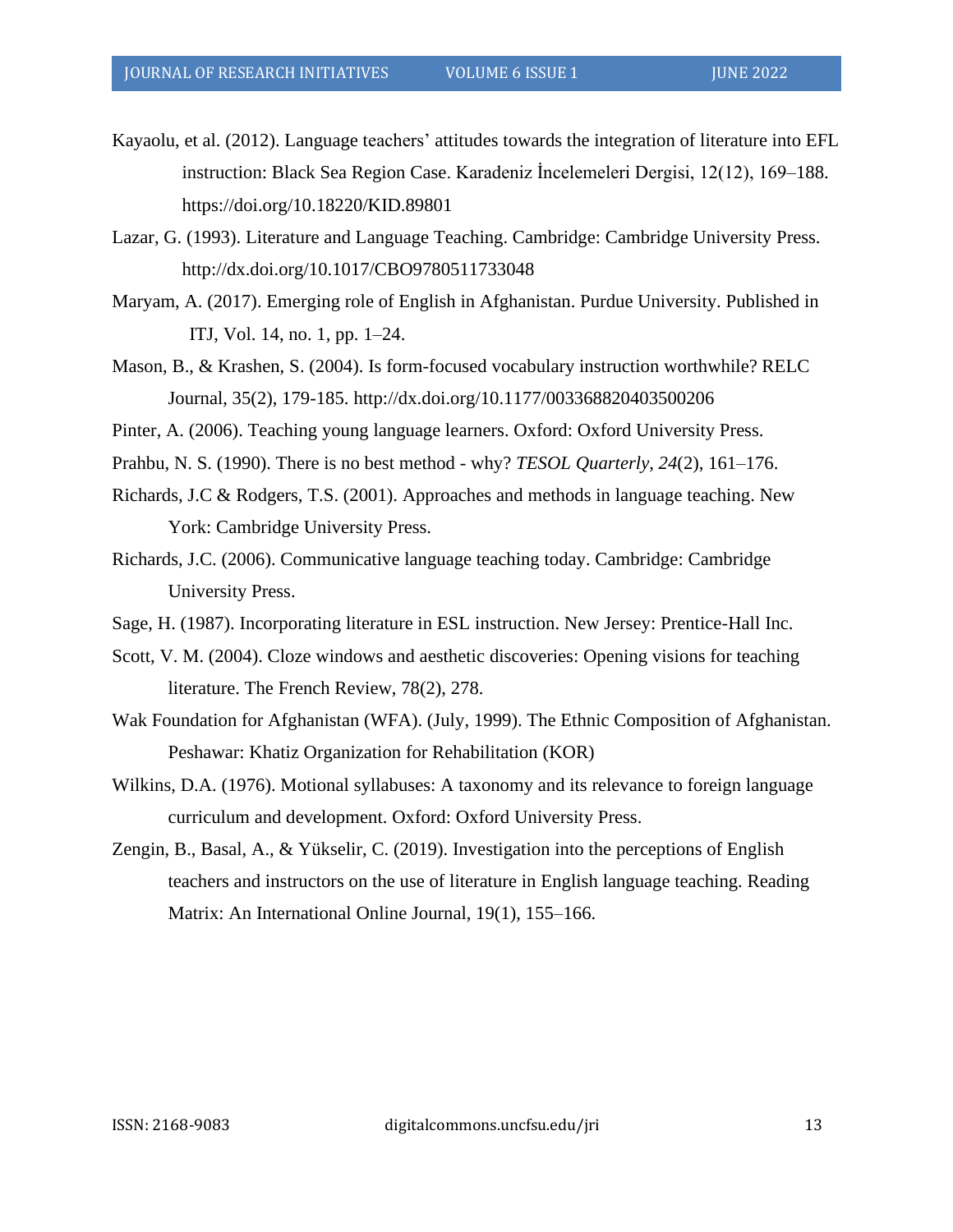Kayaolu, et al. (2012). Language teachers' attitudes towards the integration of literature into EFL instruction: Black Sea Region Case. Karadeniz İncelemeleri Dergisi, 12(12), 169–188. https://doi.org/10.18220/KID.89801

Lazar, G. (1993). Literature and Language Teaching. Cambridge: Cambridge University Press. http://dx.doi.org/10.1017/CBO9780511733048

Maryam, A. (2017). Emerging role of English in Afghanistan. Purdue University. Published in ITJ, Vol. 14, no. 1, pp. 1–24.

Mason, B., & Krashen, S. (2004). Is form-focused vocabulary instruction worthwhile? RELC Journal, 35(2), 179-185. http://dx.doi.org/10.1177/003368820403500206

Pinter, A. (2006). Teaching young language learners. Oxford: Oxford University Press.

Prahbu, N. S. (1990). There is no best method - why? *TESOL Quarterly*, *24*(2), 161–176.

Richards, J.C & Rodgers, T.S. (2001). Approaches and methods in language teaching. New York: Cambridge University Press.

Richards, J.C. (2006). Communicative language teaching today. Cambridge: Cambridge University Press.

Sage, H. (1987). Incorporating literature in ESL instruction. New Jersey: Prentice-Hall Inc.

Scott, V. M. (2004). Cloze windows and aesthetic discoveries: Opening visions for teaching literature. The French Review, 78(2), 278.

Wak Foundation for Afghanistan (WFA). (July, 1999). The Ethnic Composition of Afghanistan. Peshawar: Khatiz Organization for Rehabilitation (KOR)

Wilkins, D.A. (1976). Motional syllabuses: A taxonomy and its relevance to foreign language curriculum and development. Oxford: Oxford University Press.

Zengin, B., Basal, A., & Yükselir, C. (2019). Investigation into the perceptions of English teachers and instructors on the use of literature in English language teaching. Reading Matrix: An International Online Journal, 19(1), 155–166.